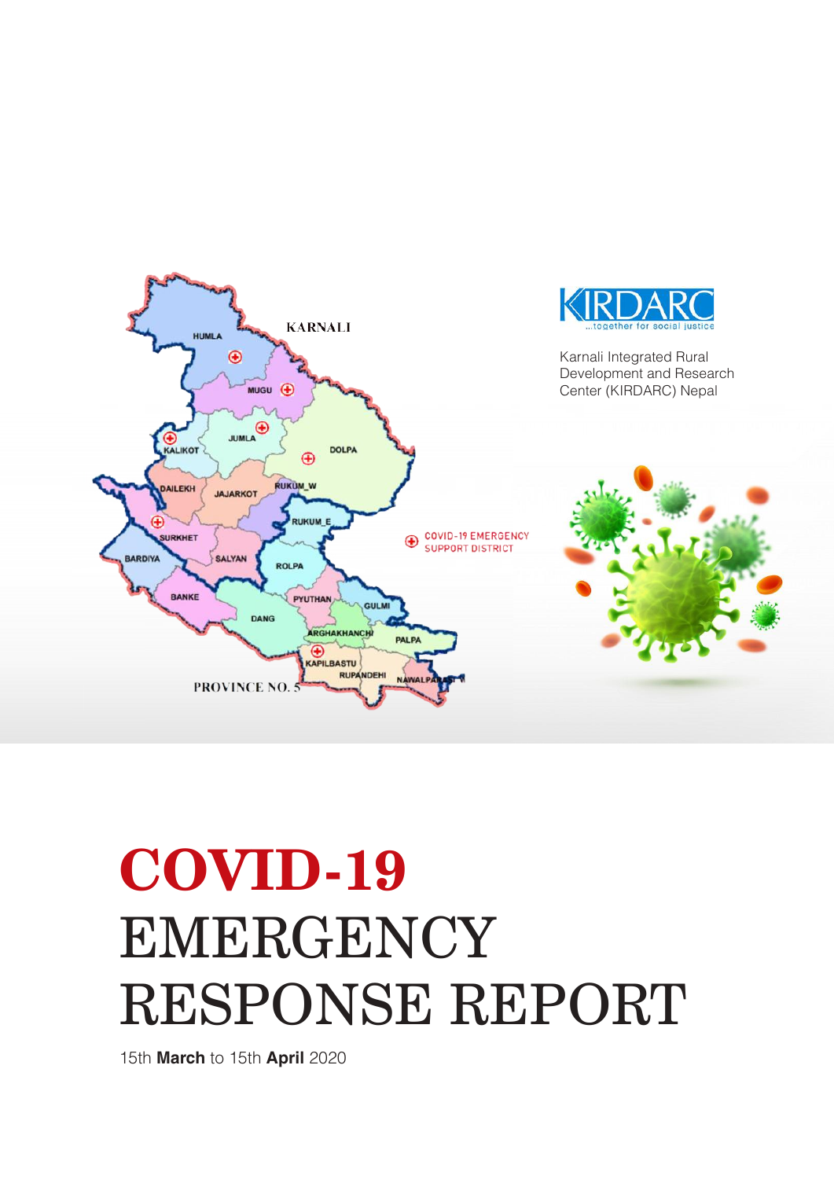KIRDARC
...together for social justice

Karnali Integrated Rural Development and Research Center (KIRDARC) Nepal

KARNALI

HUMLA

MUGU

JUMLA

KALIKOT

DOLPA

DAILEKH

JAJARKOT

RUKUM_W

RUKUM_E

SURKHET

SALYAN

BARDIYA

ROLPA

BANKE

PYUTHAN

GULMI

DANG

ARGHAKHANCHI

PALPA

KAPILBASTU

RUPANDEHI

NAWALPARASI W

PROVINCE NO. 5

COVID-19 EMERGENCY SUPPORT DISTRICT

# COVID-19 EMERGENCY RESPONSE REPORT

15th **March** to 15th **April** 2020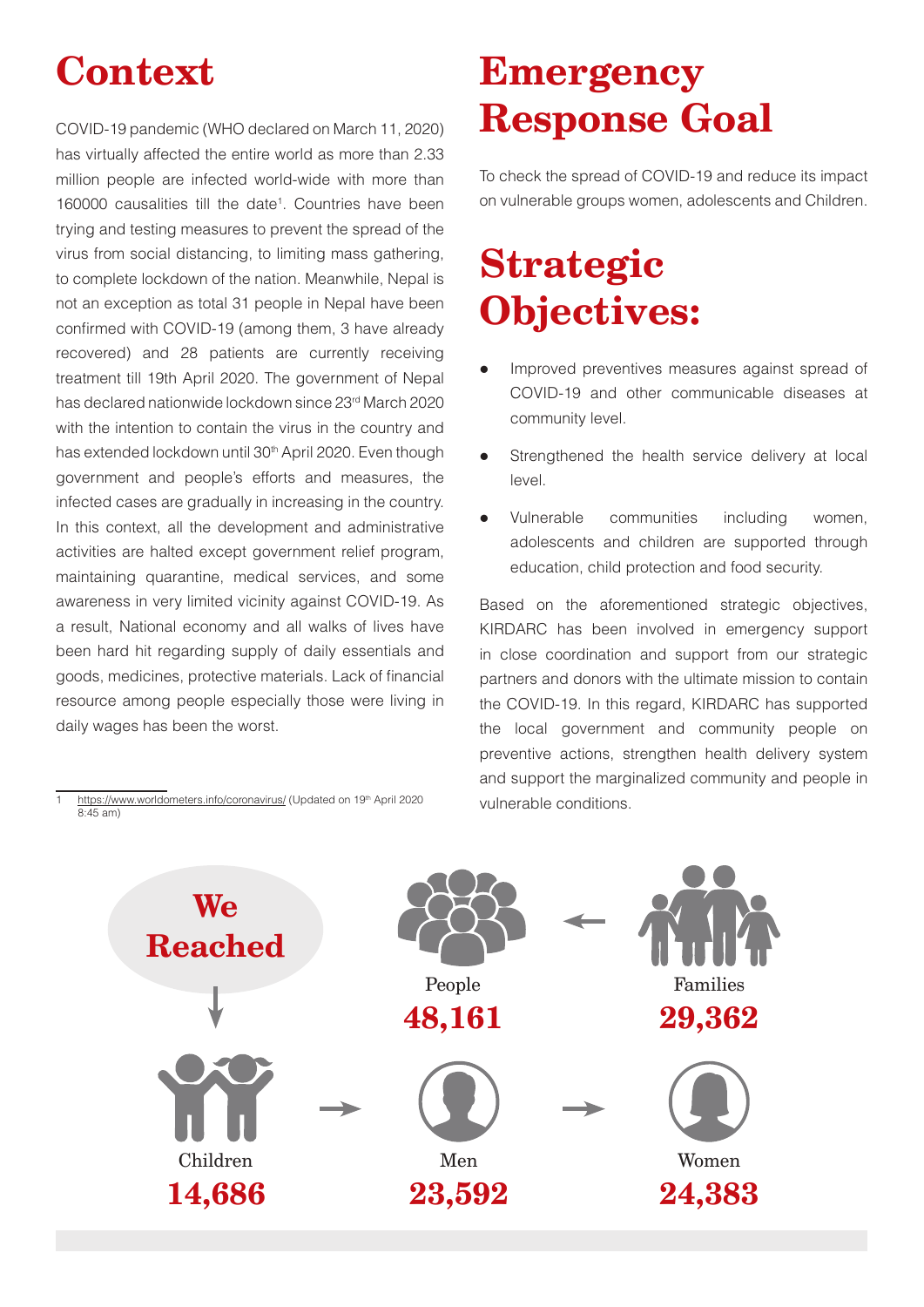# Context

COVID-19 pandemic (WHO declared on March 11, 2020) has virtually affected the entire world as more than 2.33 million people are infected world-wide with more than 160000 causalities till the date[1]. Countries have been trying and testing measures to prevent the spread of the virus from social distancing, to limiting mass gathering, to complete lockdown of the nation. Meanwhile, Nepal is not an exception as total 31 people in Nepal have been confirmed with COVID-19 (among them, 3 have already recovered) and 28 patients are currently receiving treatment till 19th April 2020. The government of Nepal has declared nationwide lockdown since 23rd March 2020 with the intention to contain the virus in the country and has extended lockdown until 30th April 2020. Even though government and people's efforts and measures, the infected cases are gradually in increasing in the country. In this context, all the development and administrative activities are halted except government relief program, maintaining quarantine, medical services, and some awareness in very limited vicinity against COVID-19. As a result, National economy and all walks of lives have been hard hit regarding supply of daily essentials and goods, medicines, protective materials. Lack of financial resource among people especially those were living in daily wages has been the worst.

1 https://www.worldometers.info/coronavirus/ (Updated on 19th April 2020 8:45 am)

# Emergency Response Goal

To check the spread of COVID-19 and reduce its impact on vulnerable groups women, adolescents and Children.

# Strategic Objectives:

- Improved preventives measures against spread of COVID-19 and other communicable diseases at community level.
- Strengthened the health service delivery at local level.
- Vulnerable communities including women, adolescents and children are supported through education, child protection and food security.

Based on the aforementioned strategic objectives, KIRDARC has been involved in emergency support in close coordination and support from our strategic partners and donors with the ultimate mission to contain the COVID-19. In this regard, KIRDARC has supported the local government and community people on preventive actions, strengthen health delivery system and support the marginalized community and people in vulnerable conditions.

## We Reached

People **48,161**

Families **29,362**

Children **14,686**

Men **23,592**

Women **24,383**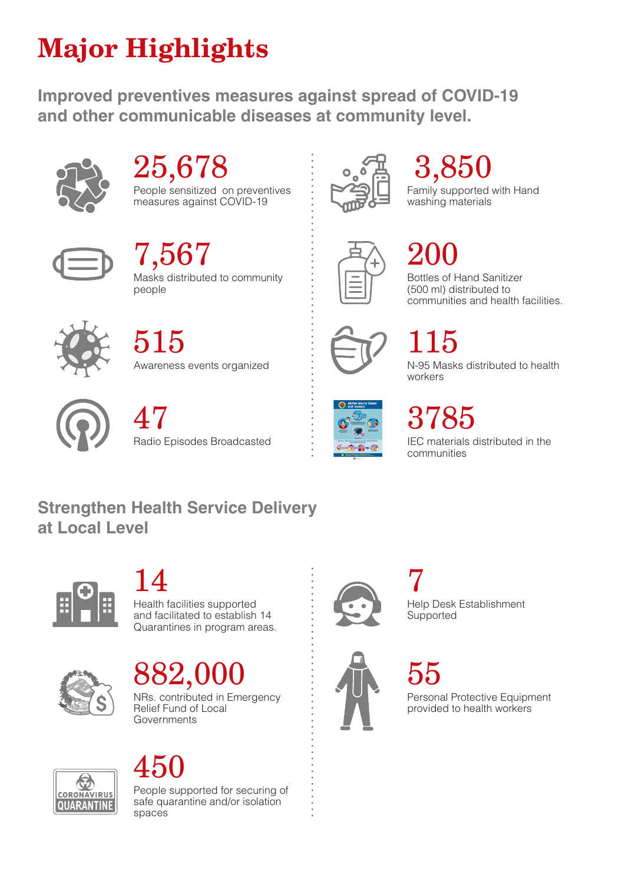# Major Highlights

## Improved preventives measures against spread of COVID-19 and other communicable diseases at community level.

**25,678**
People sensitized on preventives measures against COVID-19

**7,567**
Masks distributed to community people

**515**
Awareness events organized

**47**
Radio Episodes Broadcasted

**3,850**
Family supported with Hand washing materials

**200**
Bottles of Hand Sanitizer (500 ml) distributed to communities and health facilities.

**115**
N-95 Masks distributed to health workers

**3785**
IEC materials distributed in the communities

## Strengthen Health Service Delivery at Local Level

**14**
Health facilities supported and facilitated to establish 14 Quarantines in program areas.

**882,000**
NRs. contributed in Emergency Relief Fund of Local Governments

**450**
People supported for securing of safe quarantine and/or isolation spaces

**7**
Help Desk Establishment Supported

**55**
Personal Protective Equipment provided to health workers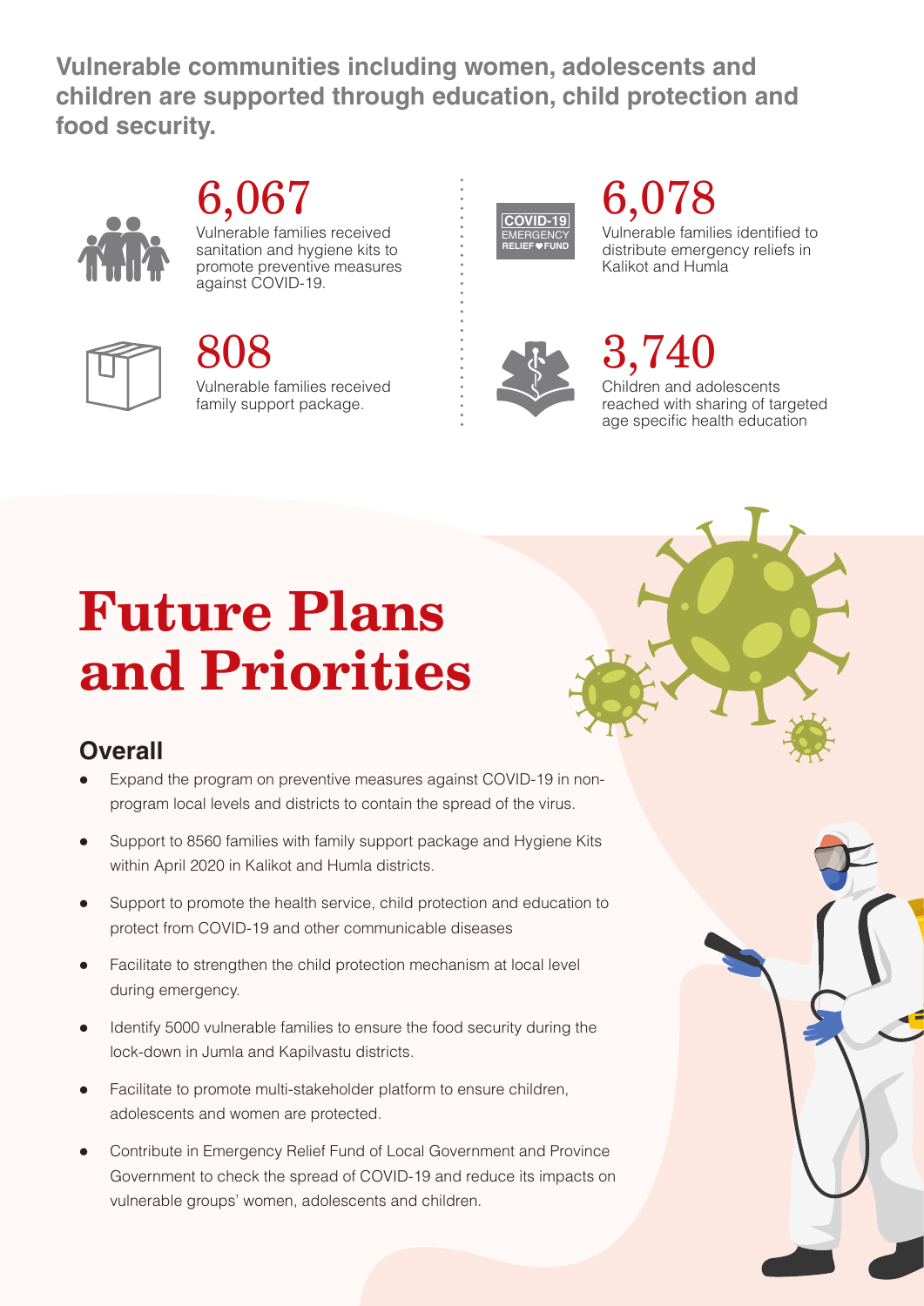**Vulnerable communities including women, adolescents and children are supported through education, child protection and food security.**

**6,067**
Vulnerable families received sanitation and hygiene kits to promote preventive measures against COVID-19.

**808**
Vulnerable families received family support package.

COVID-19 EMERGENCY RELIEF FUND

**6,078**
Vulnerable families identified to distribute emergency reliefs in Kalikot and Humla

**3,740**
Children and adolescents reached with sharing of targeted age specific health education

# Future Plans and Priorities

## Overall

- Expand the program on preventive measures against COVID-19 in non-program local levels and districts to contain the spread of the virus.
- Support to 8560 families with family support package and Hygiene Kits within April 2020 in Kalikot and Humla districts.
- Support to promote the health service, child protection and education to protect from COVID-19 and other communicable diseases
- Facilitate to strengthen the child protection mechanism at local level during emergency.
- Identify 5000 vulnerable families to ensure the food security during the lock-down in Jumla and Kapilvastu districts.
- Facilitate to promote multi-stakeholder platform to ensure children, adolescents and women are protected.
- Contribute in Emergency Relief Fund of Local Government and Province Government to check the spread of COVID-19 and reduce its impacts on vulnerable groups' women, adolescents and children.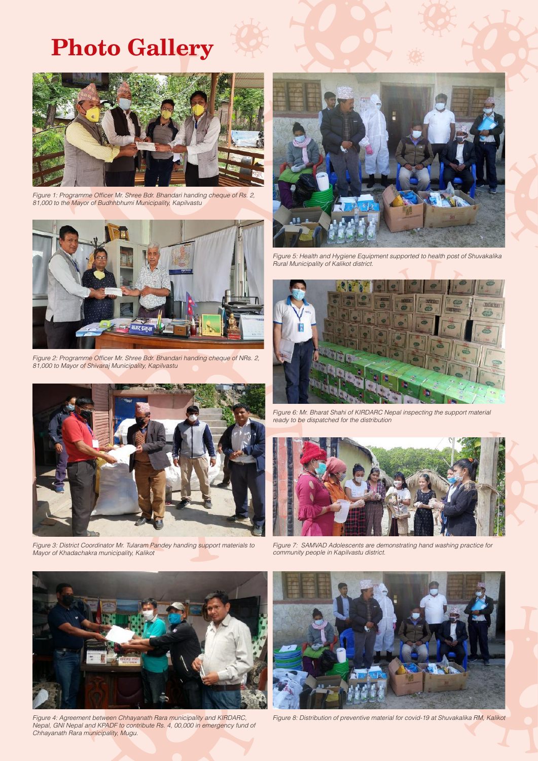# Photo Gallery

*Figure 1: Programme Officer Mr. Shree Bdr. Bhandari handing cheque of Rs. 2, 81,000 to the Mayor of Budhhbhumi Municipality, Kapilvastu*

*Figure 2: Programme Officer Mr. Shree Bdr. Bhandari handing cheque of NRs. 2, 81,000 to Mayor of Shivaraj Municipality, Kapilvastu*

*Figure 3: District Coordinator Mr. Tularam Pandey handing support materials to Mayor of Khadachakra municipality, Kalikot*

*Figure 4: Agreement between Chhayanath Rara municipality and KIRDARC, Nepal, GNI Nepal and KPADF to contribute Rs. 4, 00,000 in emergency fund of Chhayanath Rara municipality, Mugu.*

*Figure 5: Health and Hygiene Equipment supported to health post of Shuvakalika Rural Municipality of Kalikot district.*

*Figure 6: Mr. Bharat Shahi of KIRDARC Nepal inspecting the support material ready to be dispatched for the distribution*

*Figure 7: SAMVAD Adolescents are demonstrating hand washing practice for community people in Kapilvastu district.*

*Figure 8: Distribution of preventive material for covid-19 at Shuvakalika RM, Kalikot*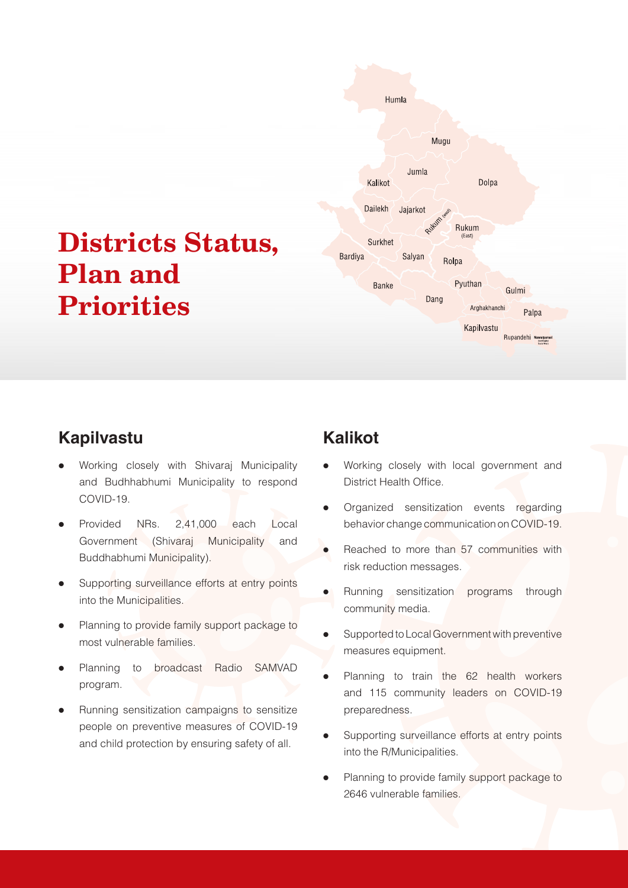# Districts Status, Plan and Priorities

## Kapilvastu

- Working closely with Shivaraj Municipality and Budhhabhumi Municipality to respond COVID-19.
- Provided NRs. 2,41,000 each Local Government (Shivaraj Municipality and Buddhabhumi Municipality).
- Supporting surveillance efforts at entry points into the Municipalities.
- Planning to provide family support package to most vulnerable families.
- Planning to broadcast Radio SAMVAD program.
- Running sensitization campaigns to sensitize people on preventive measures of COVID-19 and child protection by ensuring safety of all.

## Kalikot

- Working closely with local government and District Health Office.
- Organized sensitization events regarding behavior change communication on COVID-19.
- Reached to more than 57 communities with risk reduction messages.
- Running sensitization programs through community media.
- Supported to Local Government with preventive measures equipment.
- Planning to train the 62 health workers and 115 community leaders on COVID-19 preparedness.
- Supporting surveillance efforts at entry points into the R/Municipalities.
- Planning to provide family support package to 2646 vulnerable families.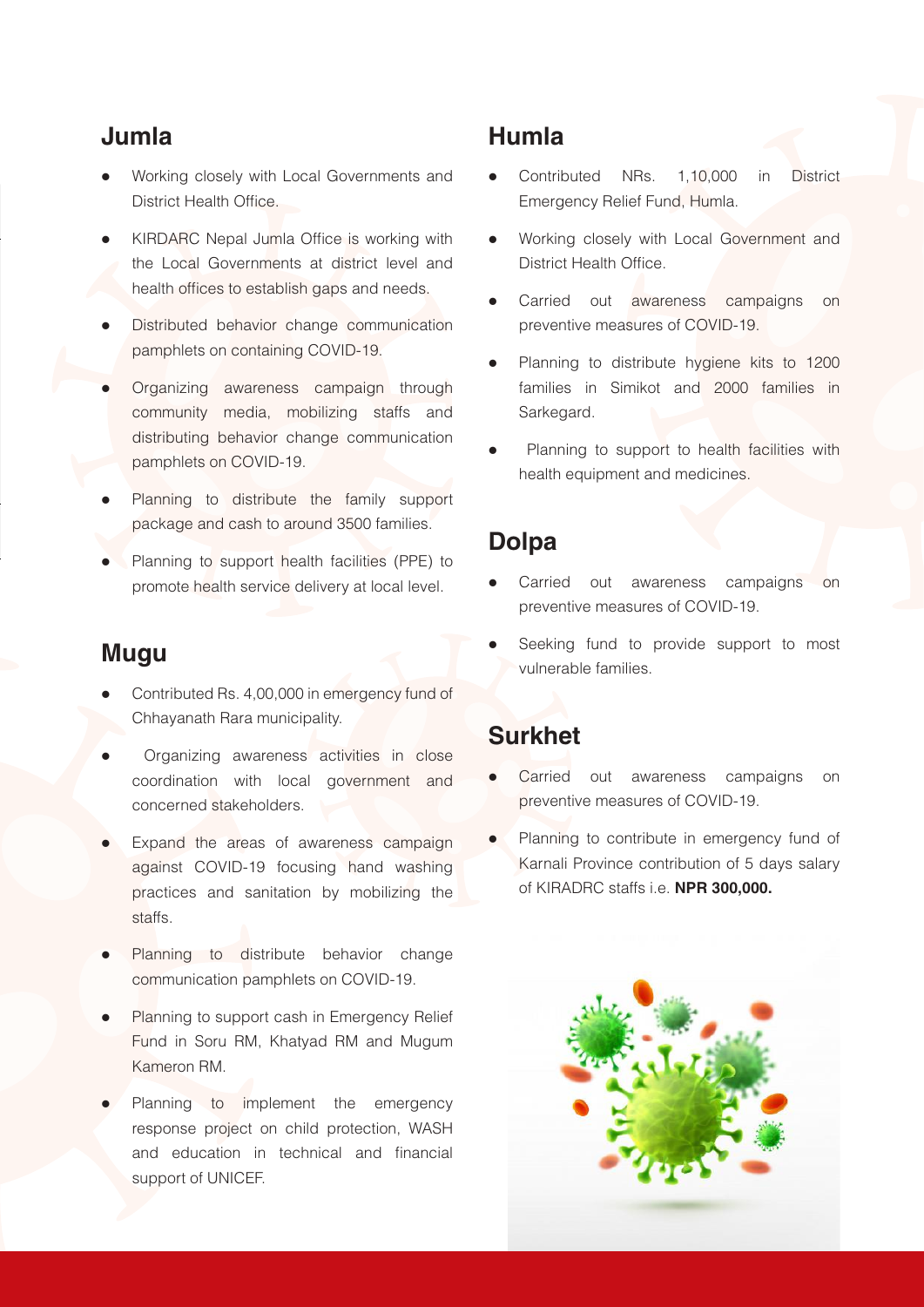## Jumla

- Working closely with Local Governments and District Health Office.
- KIRDARC Nepal Jumla Office is working with the Local Governments at district level and health offices to establish gaps and needs.
- Distributed behavior change communication pamphlets on containing COVID-19.
- Organizing awareness campaign through community media, mobilizing staffs and distributing behavior change communication pamphlets on COVID-19.
- Planning to distribute the family support package and cash to around 3500 families.
- Planning to support health facilities (PPE) to promote health service delivery at local level.

## Mugu

- Contributed Rs. 4,00,000 in emergency fund of Chhayanath Rara municipality.
- Organizing awareness activities in close coordination with local government and concerned stakeholders.
- Expand the areas of awareness campaign against COVID-19 focusing hand washing practices and sanitation by mobilizing the staffs.
- Planning to distribute behavior change communication pamphlets on COVID-19.
- Planning to support cash in Emergency Relief Fund in Soru RM, Khatyad RM and Mugum Kameron RM.
- Planning to implement the emergency response project on child protection, WASH and education in technical and financial support of UNICEF.

## Humla

- Contributed NRs. 1,10,000 in District Emergency Relief Fund, Humla.
- Working closely with Local Government and District Health Office.
- Carried out awareness campaigns on preventive measures of COVID-19.
- Planning to distribute hygiene kits to 1200 families in Simikot and 2000 families in Sarkegard.
- Planning to support to health facilities with health equipment and medicines.

## Dolpa

- Carried out awareness campaigns on preventive measures of COVID-19.
- Seeking fund to provide support to most vulnerable families.

## Surkhet

- Carried out awareness campaigns on preventive measures of COVID-19.
- Planning to contribute in emergency fund of Karnali Province contribution of 5 days salary of KIRADRC staffs i.e. **NPR 300,000.**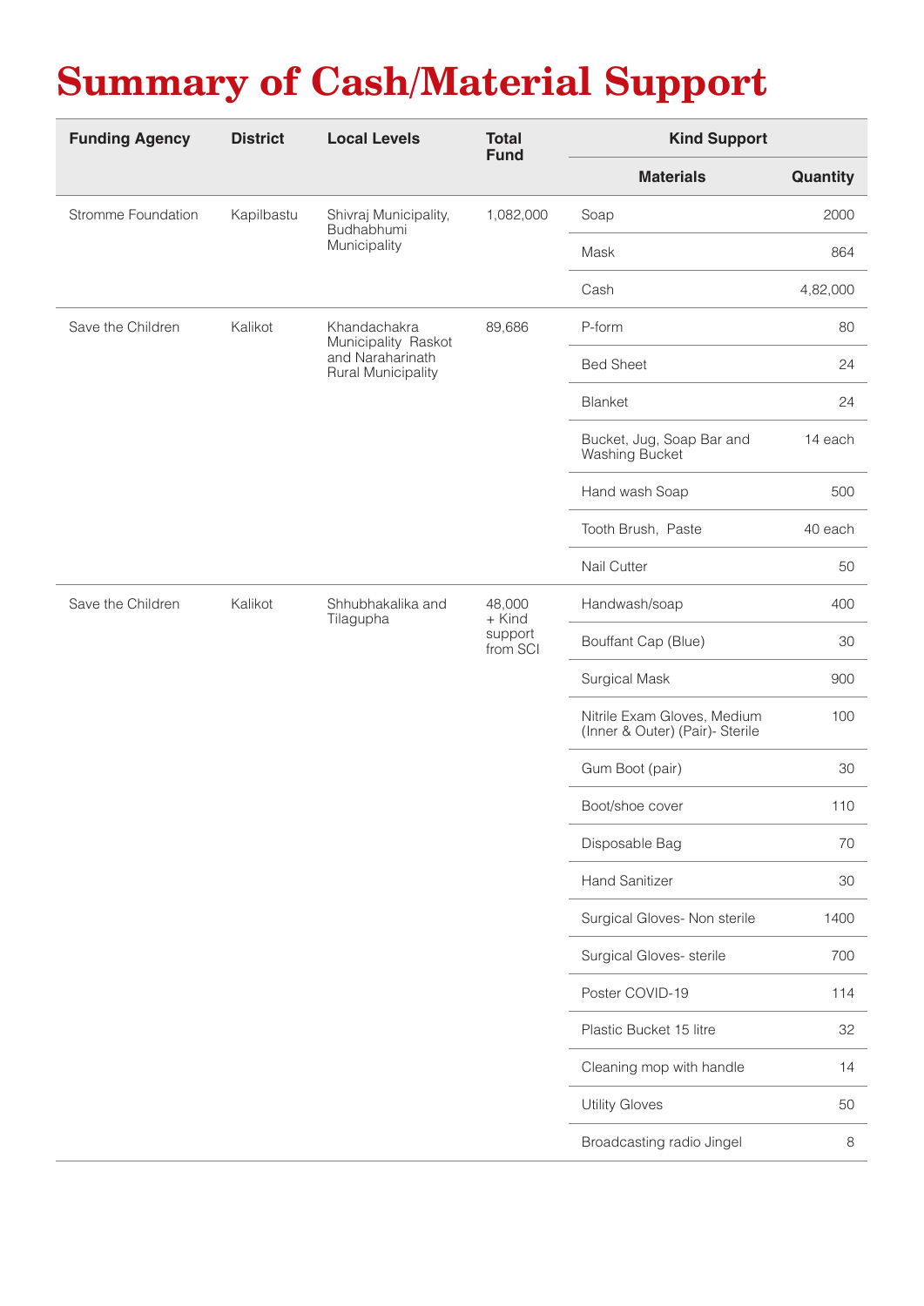# Summary of Cash/Material Support

| Funding Agency | District | Local Levels | Total Fund | Kind Support | |
|---|---|---|---|---|---|
| | | | | Materials | Quantity |
| Stromme Foundation | Kapilbastu | Shivraj Municipality, Budhabhumi Municipality | 1,082,000 | Soap | 2000 |
| | | | | Mask | 864 |
| | | | | Cash | 4,82,000 |
| Save the Children | Kalikot | Khandachakra Municipality Raskot and Naraharinath Rural Municipality | 89,686 | P-form | 80 |
| | | | | Bed Sheet | 24 |
| | | | | Blanket | 24 |
| | | | | Bucket, Jug, Soap Bar and Washing Bucket | 14 each |
| | | | | Hand wash Soap | 500 |
| | | | | Tooth Brush, Paste | 40 each |
| | | | | Nail Cutter | 50 |
| Save the Children | Kalikot | Shhubhakalika and Tilagupha | 48,000 + Kind support from SCI | Handwash/soap | 400 |
| | | | | Bouffant Cap (Blue) | 30 |
| | | | | Surgical Mask | 900 |
| | | | | Nitrile Exam Gloves, Medium (Inner & Outer) (Pair)- Sterile | 100 |
| | | | | Gum Boot (pair) | 30 |
| | | | | Boot/shoe cover | 110 |
| | | | | Disposable Bag | 70 |
| | | | | Hand Sanitizer | 30 |
| | | | | Surgical Gloves- Non sterile | 1400 |
| | | | | Surgical Gloves- sterile | 700 |
| | | | | Poster COVID-19 | 114 |
| | | | | Plastic Bucket 15 litre | 32 |
| | | | | Cleaning mop with handle | 14 |
| | | | | Utility Gloves | 50 |
| | | | | Broadcasting radio Jingel | 8 |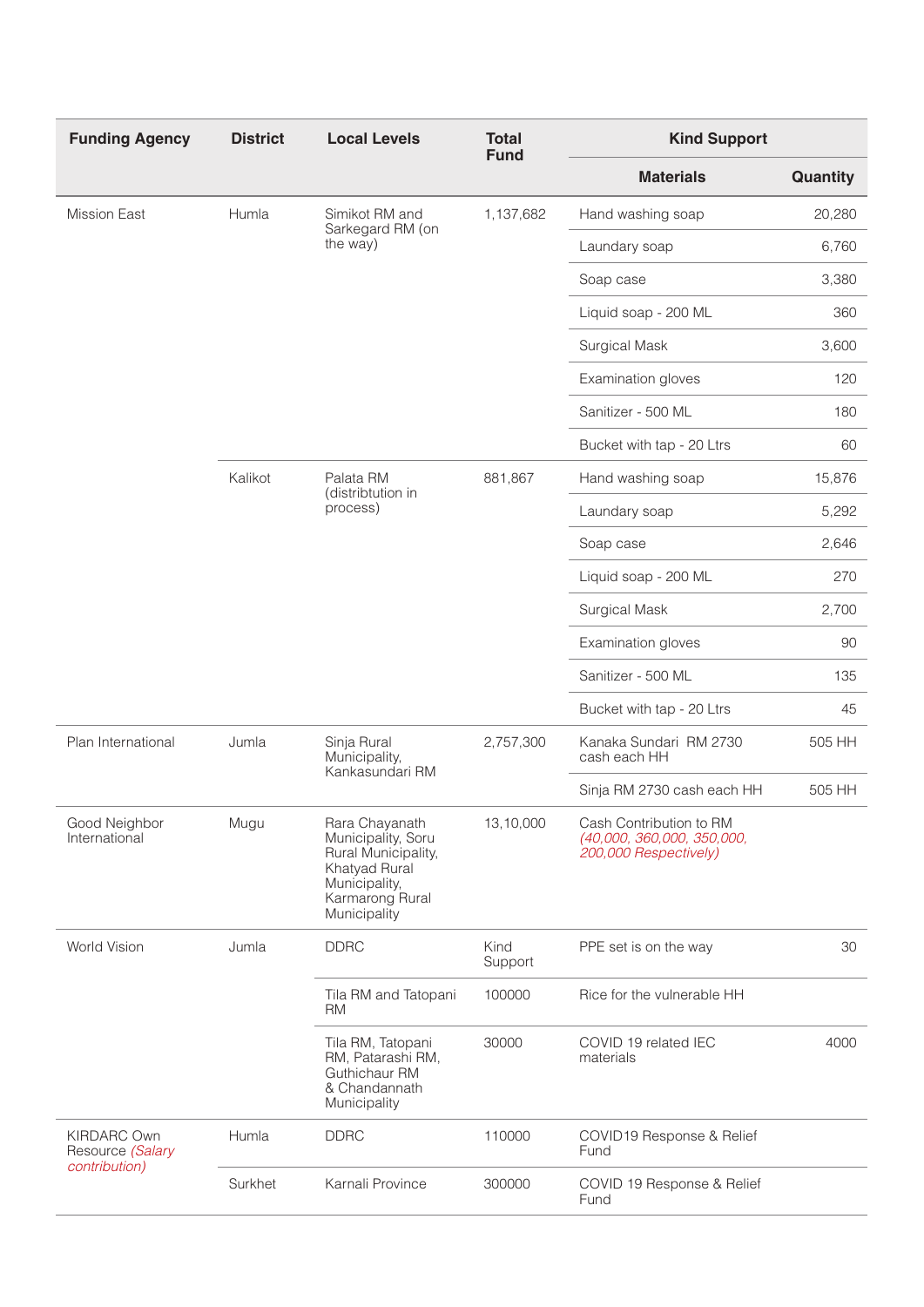| Funding Agency | District | Local Levels | Total Fund | Kind Support | |
|---|---|---|---|---|---|
| | | | | Materials | Quantity |
| Mission East | Humla | Simikot RM and Sarkegard RM (on the way) | 1,137,682 | Hand washing soap | 20,280 |
| | | | | Laundary soap | 6,760 |
| | | | | Soap case | 3,380 |
| | | | | Liquid soap - 200 ML | 360 |
| | | | | Surgical Mask | 3,600 |
| | | | | Examination gloves | 120 |
| | | | | Sanitizer - 500 ML | 180 |
| | | | | Bucket with tap - 20 Ltrs | 60 |
| | Kalikot | Palata RM (distribtution in process) | 881,867 | Hand washing soap | 15,876 |
| | | | | Laundary soap | 5,292 |
| | | | | Soap case | 2,646 |
| | | | | Liquid soap - 200 ML | 270 |
| | | | | Surgical Mask | 2,700 |
| | | | | Examination gloves | 90 |
| | | | | Sanitizer - 500 ML | 135 |
| | | | | Bucket with tap - 20 Ltrs | 45 |
| Plan International | Jumla | Sinja Rural Municipality, Kankasundari RM | 2,757,300 | Kanaka Sundari RM 2730 cash each HH | 505 HH |
| | | | | Sinja RM 2730 cash each HH | 505 HH |
| Good Neighbor International | Mugu | Rara Chayanath Municipality, Soru Rural Municipality, Khatyad Rural Municipality, Karmarong Rural Municipality | 13,10,000 | Cash Contribution to RM *(40,000, 360,000, 350,000, 200,000 Respectively)* | |
| World Vision | Jumla | DDRC | Kind Support | PPE set is on the way | 30 |
| | | Tila RM and Tatopani RM | 100000 | Rice for the vulnerable HH | |
| | | Tila RM, Tatopani RM, Patarashi RM, Guthichaur RM & Chandannath Municipality | 30000 | COVID 19 related IEC materials | 4000 |
| KIRDARC Own Resource *(Salary contribution)* | Humla | DDRC | 110000 | COVID19 Response & Relief Fund | |
| | Surkhet | Karnali Province | 300000 | COVID 19 Response & Relief Fund | |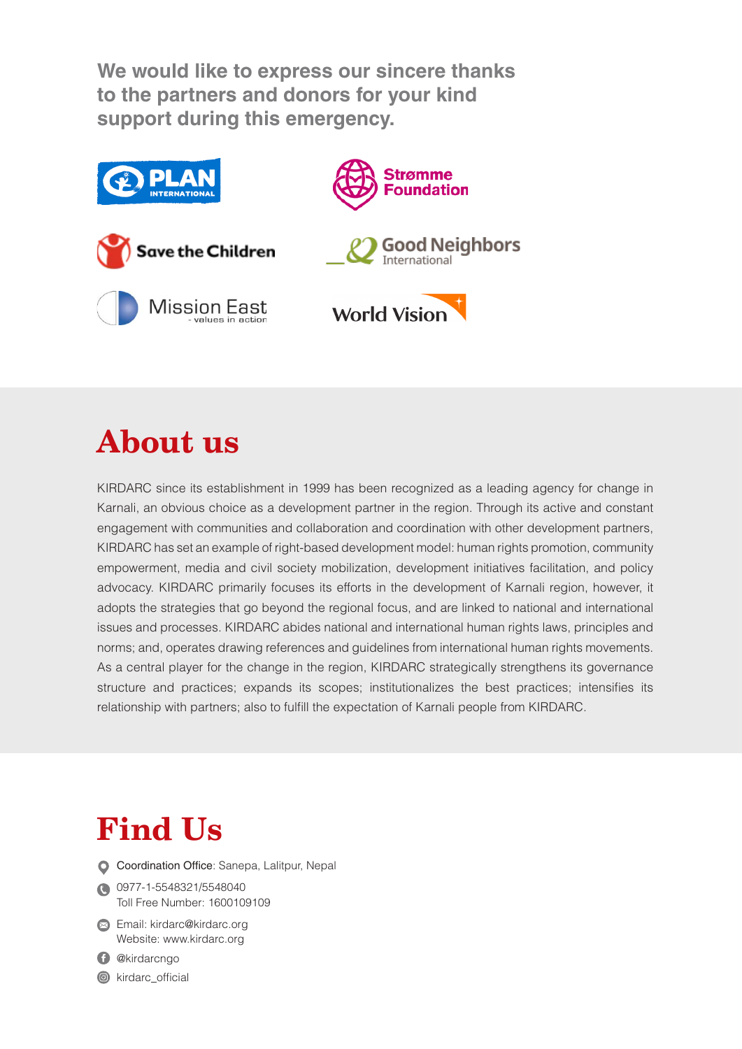**We would like to express our sincere thanks to the partners and donors for your kind support during this emergency.**

PLAN INTERNATIONAL

Strømme Foundation

Save the Children

Good Neighbors International

Mission East - values in action

World Vision

# About us

KIRDARC since its establishment in 1999 has been recognized as a leading agency for change in Karnali, an obvious choice as a development partner in the region. Through its active and constant engagement with communities and collaboration and coordination with other development partners, KIRDARC has set an example of right-based development model: human rights promotion, community empowerment, media and civil society mobilization, development initiatives facilitation, and policy advocacy. KIRDARC primarily focuses its efforts in the development of Karnali region, however, it adopts the strategies that go beyond the regional focus, and are linked to national and international issues and processes. KIRDARC abides national and international human rights laws, principles and norms; and, operates drawing references and guidelines from international human rights movements. As a central player for the change in the region, KIRDARC strategically strengthens its governance structure and practices; expands its scopes; institutionalizes the best practices; intensifies its relationship with partners; also to fulfill the expectation of Karnali people from KIRDARC.

# Find Us

Coordination Office: Sanepa, Lalitpur, Nepal

0977-1-5548321/5548040
Toll Free Number: 1600109109

Email: kirdarc@kirdarc.org
Website: www.kirdarc.org

@kirdarcngo

kirdarc_official